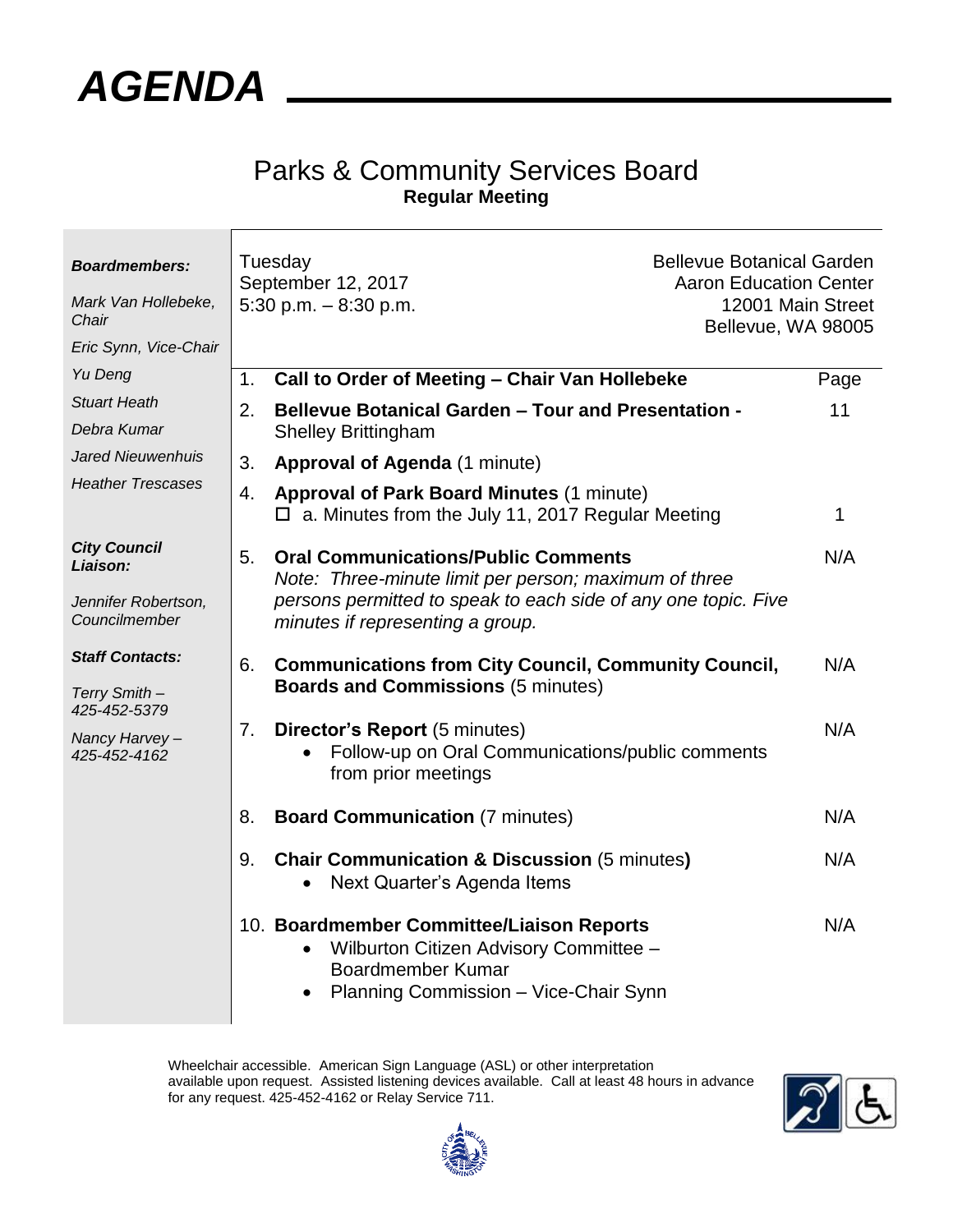# AGENDA

## Parks & Community Services Board
**Regular Meeting**

***Boardmembers:***

*Mark Van Hollebeke, Chair*
*Eric Synn, Vice-Chair*
*Yu Deng*
*Stuart Heath*
*Debra Kumar*
*Jared Nieuwenhuis*
*Heather Trescases*

***City Council Liaison:***

*Jennifer Robertson, Councilmember*

***Staff Contacts:***

*Terry Smith – 425-452-5379*
*Nancy Harvey – 425-452-4162*

Tuesday
September 12, 2017
5:30 p.m. – 8:30 p.m.

Bellevue Botanical Garden
Aaron Education Center
12001 Main Street
Bellevue, WA 98005

| | | Page |
|---|---|---|
| 1. | **Call to Order of Meeting – Chair Van Hollebeke** | |
| 2. | **Bellevue Botanical Garden – Tour and Presentation -** Shelley Brittingham | 11 |
| 3. | **Approval of Agenda** (1 minute) | |
| 4. | **Approval of Park Board Minutes** (1 minute)<br>☐ a. Minutes from the July 11, 2017 Regular Meeting | 1 |
| 5. | **Oral Communications/Public Comments**<br>*Note: Three-minute limit per person; maximum of three persons permitted to speak to each side of any one topic. Five minutes if representing a group.* | N/A |
| 6. | **Communications from City Council, Community Council, Boards and Commissions** (5 minutes) | N/A |
| 7. | **Director's Report** (5 minutes)<br>• Follow-up on Oral Communications/public comments from prior meetings | N/A |
| 8. | **Board Communication** (7 minutes) | N/A |
| 9. | **Chair Communication & Discussion** (5 minutes**)**<br>• Next Quarter's Agenda Items | N/A |
| 10. | **Boardmember Committee/Liaison Reports**<br>• Wilburton Citizen Advisory Committee – Boardmember Kumar<br>• Planning Commission – Vice-Chair Synn | N/A |

Wheelchair accessible. American Sign Language (ASL) or other interpretation available upon request. Assisted listening devices available. Call at least 48 hours in advance for any request. 425-452-4162 or Relay Service 711.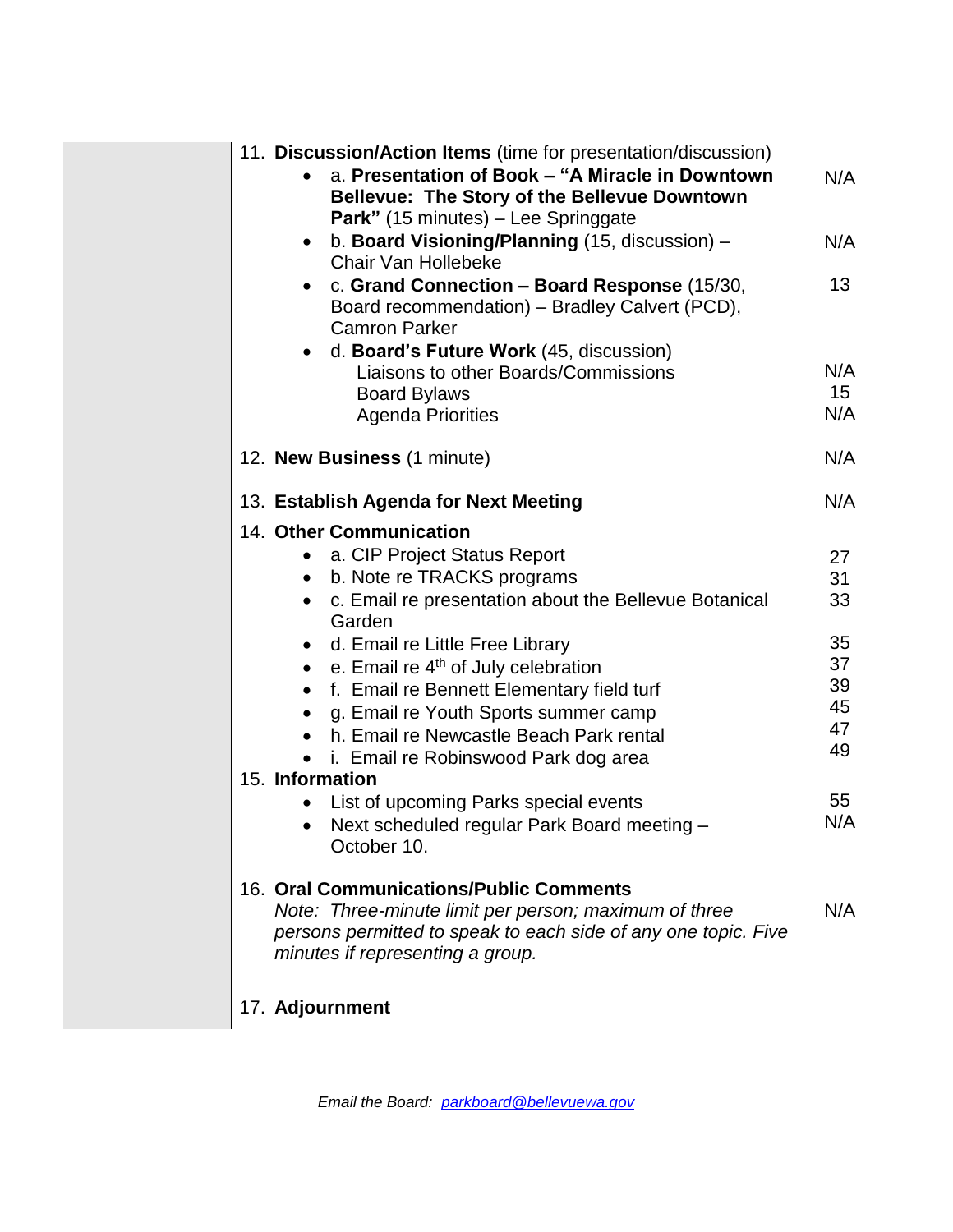11. **Discussion/Action Items** (time for presentation/discussion)
    - a. **Presentation of Book – "A Miracle in Downtown Bellevue: The Story of the Bellevue Downtown Park"** (15 minutes) – Lee Springgate — N/A
    - b. **Board Visioning/Planning** (15, discussion) – Chair Van Hollebeke — N/A
    - c. **Grand Connection – Board Response** (15/30, Board recommendation) – Bradley Calvert (PCD), Camron Parker — 13
    - d. **Board's Future Work** (45, discussion)
      - Liaisons to other Boards/Commissions — N/A
      - Board Bylaws — 15
      - Agenda Priorities — N/A

12. **New Business** (1 minute) — N/A

13. **Establish Agenda for Next Meeting** — N/A

14. **Other Communication**
    - a. CIP Project Status Report — 27
    - b. Note re TRACKS programs — 31
    - c. Email re presentation about the Bellevue Botanical Garden — 33
    - d. Email re Little Free Library — 35
    - e. Email re 4th of July celebration — 37
    - f. Email re Bennett Elementary field turf — 39
    - g. Email re Youth Sports summer camp — 45
    - h. Email re Newcastle Beach Park rental — 47
    - i. Email re Robinswood Park dog area — 49

15. **Information**
    - List of upcoming Parks special events — 55
    - Next scheduled regular Park Board meeting – October 10. — N/A

16. **Oral Communications/Public Comments**
    *Note: Three-minute limit per person; maximum of three persons permitted to speak to each side of any one topic. Five minutes if representing a group.* — N/A

17. **Adjournment**

*Email the Board: parkboard@bellevuewa.gov*